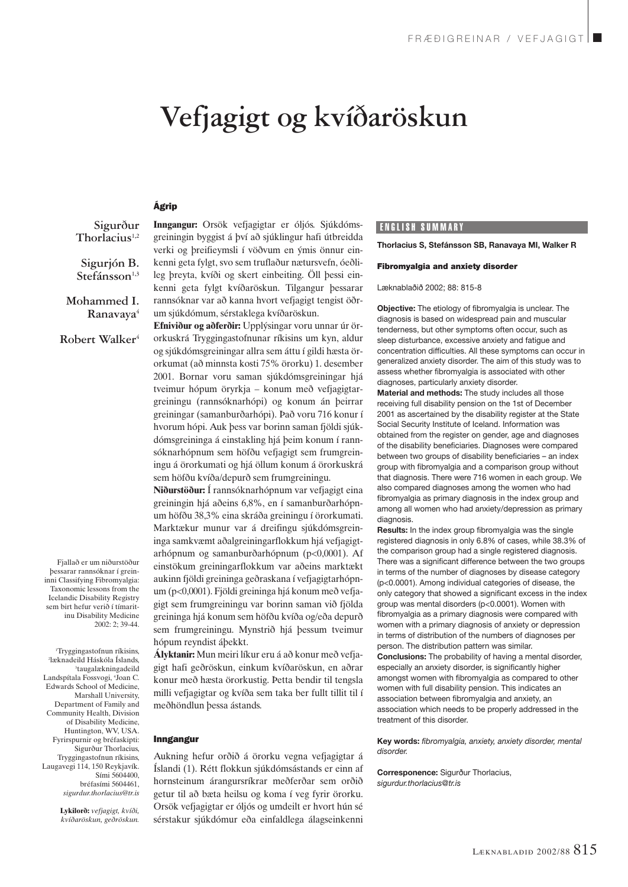# Vefjagigt og kvíðaröskun

Sigurður Thorlacius[1,2]

Sigurjón B. Stefánsson[1,3]

Mohammed I. Ranavaya[4]

Robert Walker[4]

## Ágrip

**Inngangur:** Orsök vefjagigtar er óljós. Sjúkdómsgreiningin byggist á því að sjúklingur hafi útbreidda verki og þreifieymsli í vöðvum en ýmis önnur einkenni geta fylgt, svo sem truflaður nætursvefn, óeðlileg þreyta, kvíði og skert einbeiting. Öll þessi einkenni geta fylgt kvíðaröskun. Tilgangur þessarar rannsóknar var að kanna hvort vefjagigt tengist öðrum sjúkdómum, sérstaklega kvíðaröskun.

**Efniviður og aðferðir:** Upplýsingar voru unnar úr örorkuskrá Tryggingastofnunar ríkisins um kyn, aldur og sjúkdómsgreiningar allra sem áttu í gildi hæsta örorkumat (að minnsta kosti 75% örorku) 1. desember 2001. Bornar voru saman sjúkdómsgreiningar hjá tveimur hópum öryrkja – konum með vefjagigtargreiningu (rannsóknarhópi) og konum án þeirrar greiningar (samanburðarhópi). Það voru 716 konur í hvorum hópi. Auk þess var borinn saman fjöldi sjúkdómsgreininga á einstakling hjá þeim konum í rannsóknarhópnum sem höfðu vefjagigt sem frumgreiningu á örorkumati og hjá öllum konum á örorkuskrá sem höfðu kvíða/depurð sem frumgreiningu.

**Niðurstöður:** Í rannsóknarhópnum var vefjagigt eina greiningin hjá aðeins 6,8%, en í samanburðarhópnum höfðu 38,3% eina skráða greiningu í örorkumati. Marktækur munur var á dreifingu sjúkdómsgreininga samkvæmt aðalgreiningarflokkum hjá vefjagigtarhópnum og samanburðarhópnum ($p<0,0001$). Af einstökum greiningarflokkum var aðeins marktækt aukinn fjöldi greininga geðraskana í vefjagigtarhópnum ($p<0,0001$). Fjöldi greininga hjá konum með vefjagigt sem frumgreiningu var borinn saman við fjölda greininga hjá konum sem höfðu kvíða og/eða depurð sem frumgreiningu. Mynstrið hjá þessum tveimur hópum reyndist áþekkt.

**Ályktanir:** Mun meiri líkur eru á að konur með vefjagigt hafi geðröskun, einkum kvíðaröskun, en aðrar konur með hæsta örorkustig. Þetta bendir til tengsla milli vefjagigtar og kvíða sem taka ber fullt tillit til í meðhöndlun þessa ástands.

Fjallað er um niðurstöður þessarar rannsóknar í greininni Classifying Fibromyalgia: Taxonomic lessons from the Icelandic Disability Registry sem birt hefur verið í tímaritinu Disability Medicine 2002; 2; 39-44.

[1]Tryggingastofnun ríkisins, [2]læknadeild Háskóla Íslands, [3]taugalækningadeild Landspítala Fossvogi, [4]Joan C. Edwards School of Medicine, Marshall University, Department of Family and Community Health, Division of Disability Medicine, Huntington, WV, USA. Fyrirspurnir og bréfaskipti: Sigurður Thorlacius, Tryggingastofnun ríkisins, Laugavegi 114, 150 Reykjavík. Sími 5604400, bréfasími 5604461, *sigurdur.thorlacius@tr.is*

**Lykilorð:** *vefjagigt, kvíði, kvíðaröskun, geðröskun.*

## ENGLISH SUMMARY

**Thorlacius S, Stefánsson SB, Ranavaya MI, Walker R**

**Fibromyalgia and anxiety disorder**

Læknablaðið 2002; 88: 815-8

**Objective:** The etiology of fibromyalgia is unclear. The diagnosis is based on widespread pain and muscular tenderness, but other symptoms often occur, such as sleep disturbance, excessive anxiety and fatigue and concentration difficulties. All these symptoms can occur in generalized anxiety disorder. The aim of this study was to assess whether fibromyalgia is associated with other diagnoses, particularly anxiety disorder.

**Material and methods:** The study includes all those receiving full disability pension on the 1st of December 2001 as ascertained by the disability register at the State Social Security Institute of Iceland. Information was obtained from the register on gender, age and diagnoses of the disability beneficiaries. Diagnoses were compared between two groups of disability beneficiaries – an index group with fibromyalgia and a comparison group without that diagnosis. There were 716 women in each group. We also compared diagnoses among the women who had fibromyalgia as primary diagnosis in the index group and among all women who had anxiety/depression as primary diagnosis.

**Results:** In the index group fibromyalgia was the single registered diagnosis in only 6.8% of cases, while 38.3% of the comparison group had a single registered diagnosis. There was a significant difference between the two groups in terms of the number of diagnoses by disease category ($p<0.0001$). Among individual categories of disease, the only category that showed a significant excess in the index group was mental disorders ($p<0.0001$). Women with fibromyalgia as a primary diagnosis were compared with women with a primary diagnosis of anxiety or depression in terms of distribution of the numbers of diagnoses per person. The distribution pattern was similar.

**Conclusions:** The probability of having a mental disorder, especially an anxiety disorder, is significantly higher amongst women with fibromyalgia as compared to other women with full disability pension. This indicates an association between fibromyalgia and anxiety, an association which needs to be properly addressed in the treatment of this disorder.

**Key words:** *fibromyalgia, anxiety, anxiety disorder, mental disorder.*

**Corresponence:** Sigurður Thorlacius, *sigurdur.thorlacius@tr.is*

## Inngangur

Aukning hefur orðið á örorku vegna vefjagigtar á Íslandi (1). Rétt flokkun sjúkdómsástands er einn af hornsteinum árangursríkrar meðferðar sem orðið getur til að bæta heilsu og koma í veg fyrir örorku. Orsök vefjagigtar er óljós og umdeilt er hvort hún sé sérstakur sjúkdómur eða einfaldlega álagseinkenni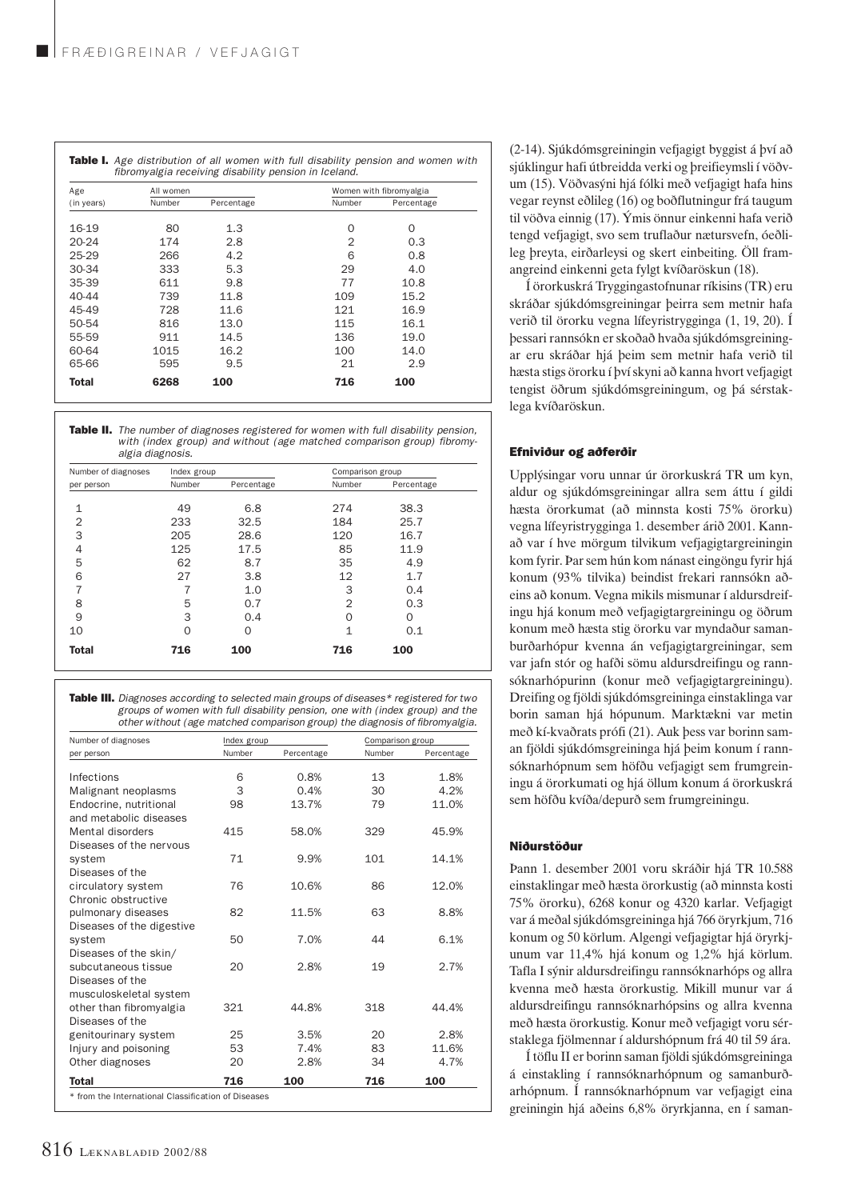**Table I.** *Age distribution of all women with full disability pension and women with fibromyalgia receiving disability pension in Iceland.*

| Age (in years) | All women | | Women with fibromyalgia | |
|---|---|---|---|---|
| | Number | Percentage | Number | Percentage |
| 16-19 | 80 | 1.3 | 0 | 0 |
| 20-24 | 174 | 2.8 | 2 | 0.3 |
| 25-29 | 266 | 4.2 | 6 | 0.8 |
| 30-34 | 333 | 5.3 | 29 | 4.0 |
| 35-39 | 611 | 9.8 | 77 | 10.8 |
| 40-44 | 739 | 11.8 | 109 | 15.2 |
| 45-49 | 728 | 11.6 | 121 | 16.9 |
| 50-54 | 816 | 13.0 | 115 | 16.1 |
| 55-59 | 911 | 14.5 | 136 | 19.0 |
| 60-64 | 1015 | 16.2 | 100 | 14.0 |
| 65-66 | 595 | 9.5 | 21 | 2.9 |
| **Total** | **6268** | **100** | **716** | **100** |

**Table II.** *The number of diagnoses registered for women with full disability pension, with (index group) and without (age matched comparison group) fibromyalgia diagnosis.*

| Number of diagnoses per person | Index group | | Comparison group | |
|---|---|---|---|---|
| | Number | Percentage | Number | Percentage |
| 1 | 49 | 6.8 | 274 | 38.3 |
| 2 | 233 | 32.5 | 184 | 25.7 |
| 3 | 205 | 28.6 | 120 | 16.7 |
| 4 | 125 | 17.5 | 85 | 11.9 |
| 5 | 62 | 8.7 | 35 | 4.9 |
| 6 | 27 | 3.8 | 12 | 1.7 |
| 7 | 7 | 1.0 | 3 | 0.4 |
| 8 | 5 | 0.7 | 2 | 0.3 |
| 9 | 3 | 0.4 | 0 | 0 |
| 10 | 0 | 0 | 1 | 0.1 |
| **Total** | **716** | **100** | **716** | **100** |

**Table III.** *Diagnoses according to selected main groups of diseases* registered for two groups of women with full disability pension, one with (index group) and the other without (age matched comparison group) the diagnosis of fibromyalgia.*

| Number of diagnoses per person | Index group | | Comparison group | |
|---|---|---|---|---|
| | Number | Percentage | Number | Percentage |
| Infections | 6 | 0.8% | 13 | 1.8% |
| Malignant neoplasms | 3 | 0.4% | 30 | 4.2% |
| Endocrine, nutritional and metabolic diseases | 98 | 13.7% | 79 | 11.0% |
| Mental disorders | 415 | 58.0% | 329 | 45.9% |
| Diseases of the nervous system | 71 | 9.9% | 101 | 14.1% |
| Diseases of the circulatory system | 76 | 10.6% | 86 | 12.0% |
| Chronic obstructive pulmonary diseases | 82 | 11.5% | 63 | 8.8% |
| Diseases of the digestive system | 50 | 7.0% | 44 | 6.1% |
| Diseases of the skin/ subcutaneous tissue | 20 | 2.8% | 19 | 2.7% |
| Diseases of the musculoskeletal system other than fibromyalgia | 321 | 44.8% | 318 | 44.4% |
| Diseases of the genitourinary system | 25 | 3.5% | 20 | 2.8% |
| Injury and poisoning | 53 | 7.4% | 83 | 11.6% |
| Other diagnoses | 20 | 2.8% | 34 | 4.7% |
| **Total** | **716** | **100** | **716** | **100** |

\* from the International Classification of Diseases

(2-14). Sjúkdómsgreiningin vefjagigt byggist á því að sjúklingur hafi útbreidda verki og þreifieymsli í vöðvum (15). Vöðvasýni hjá fólki með vefjagigt hafa hins vegar reynst eðlileg (16) og boðflutningur frá taugum til vöðva einnig (17). Ýmis önnur einkenni hafa verið tengd vefjagigt, svo sem truflaður nætursvefn, óeðlileg þreyta, eirðarleysi og skert einbeiting. Öll framangreind einkenni geta fylgt kvíðaröskun (18).

Í örorkuskrá Tryggingastofnunar ríkisins (TR) eru skráðar sjúkdómsgreiningar þeirra sem metnir hafa verið til örorku vegna lífeyristrygginga (1, 19, 20). Í þessari rannsókn er skoðað hvaða sjúkdómsgreiningar eru skráðar hjá þeim sem metnir hafa verið til hæsta stigs örorku í því skyni að kanna hvort vefjagigt tengist öðrum sjúkdómsgreiningum, og þá sérstaklega kvíðaröskun.

## Efniviður og aðferðir

Upplýsingar voru unnar úr örorkuskrá TR um kyn, aldur og sjúkdómsgreiningar allra sem áttu í gildi hæsta örorkumat (að minnsta kosti 75% örorku) vegna lífeyristrygginga 1. desember árið 2001. Kannað var í hve mörgum tilvikum vefjagigtargreiningin kom fyrir. Þar sem hún kom nánast eingöngu fyrir hjá konum (93% tilvika) beindist frekari rannsókn aðeins að konum. Vegna mikils mismunar í aldursdreifingu hjá konum með vefjagigtargreiningu og öðrum konum með hæsta stig örorku var myndaður samanburðarhópur kvenna án vefjagigtargreiningar, sem var jafn stór og hafði sömu aldursdreifingu og rannsóknarhópurinn (konur með vefjagigtargreiningu). Dreifing og fjöldi sjúkdómsgreininga einstaklinga var borin saman hjá hópunum. Marktækni var metin með kí-kvaðrats prófi (21). Auk þess var borinn saman fjöldi sjúkdómsgreininga hjá þeim konum í rannsóknarhópnum sem höfðu vefjagigt sem frumgreiningu á örorkumati og hjá öllum konum á örorkuskrá sem höfðu kvíða/depurð sem frumgreiningu.

## Niðurstöður

Þann 1. desember 2001 voru skráðir hjá TR 10.588 einstaklingar með hæsta örorkustig (að minnsta kosti 75% örorku), 6268 konur og 4320 karlar. Vefjagigt var á meðal sjúkdómsgreininga hjá 766 öryrkjum, 716 konum og 50 körlum. Algengi vefjagigtar hjá öryrkjunum var 11,4% hjá konum og 1,2% hjá körlum. Tafla I sýnir aldursdreifingu rannsóknarhóps og allra kvenna með hæsta örorkustig. Mikill munur var á aldursdreifingu rannsóknarhópsins og allra kvenna með hæsta örorkustig. Konur með vefjagigt voru sérstaklega fjölmennar í aldurshópnum frá 40 til 59 ára.

Í töflu II er borinn saman fjöldi sjúkdómsgreininga á einstakling í rannsóknarhópnum og samanburðarhópnum. Í rannsóknarhópnum var vefjagigt eina greiningin hjá aðeins 6,8% öryrkjanna, en í saman-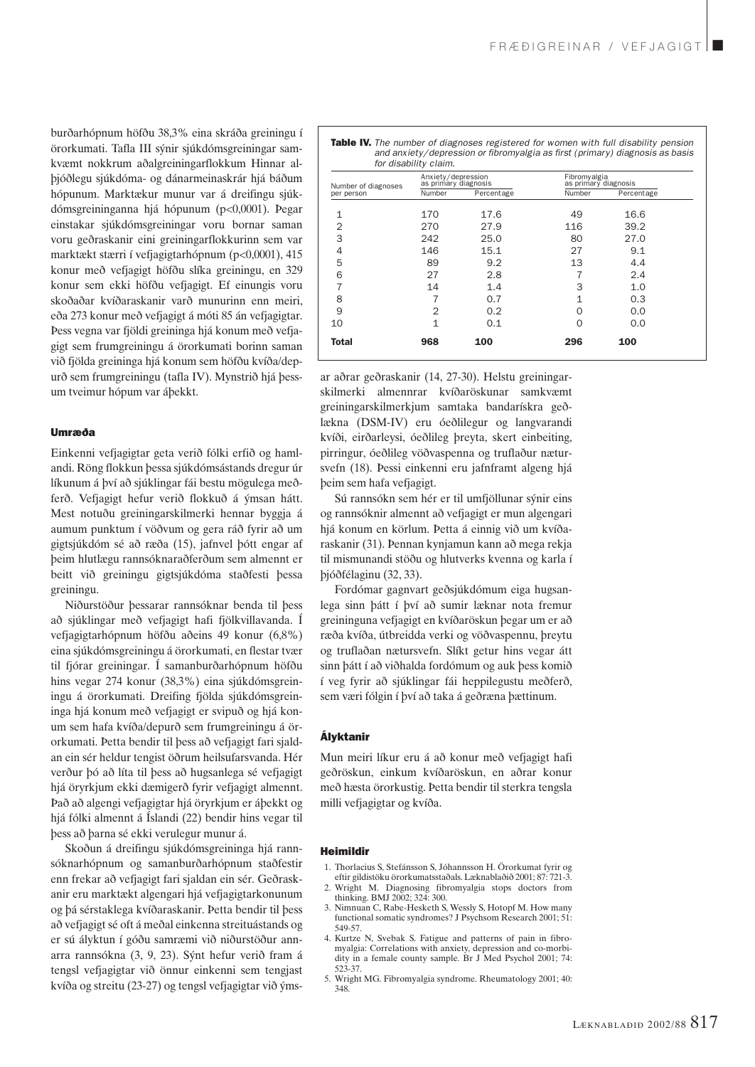burðarhópnum höfðu 38,3% eina skráða greiningu í örorkumati. Tafla III sýnir sjúkdómsgreiningar samkvæmt nokkrum aðalgreiningarflokkum Hinnar alþjóðlegu sjúkdóma- og dánarmeinaskrár hjá báðum hópunum. Marktækur munur var á dreifingu sjúkdómsgreininganna hjá hópunum (p<0,0001). Þegar einstakar sjúkdómsgreiningar voru bornar saman voru geðraskanir eini greiningarflokkurinn sem var marktækt stærri í vefjagigtarhópnum (p<0,0001), 415 konur með vefjagigt höfðu slíka greiningu, en 329 konur sem ekki höfðu vefjagigt. Ef einungis voru skoðaðar kvíðaraskanir varð munurinn enn meiri, eða 273 konur með vefjagigt á móti 85 án vefjagigtar. Þess vegna var fjöldi greininga hjá konum með vefjagigt sem frumgreiningu á örorkumati borinn saman við fjölda greininga hjá konum sem höfðu kvíða/depurð sem frumgreiningu (tafla IV). Mynstrið hjá þessum tveimur hópum var áþekkt.

**Table IV.** *The number of diagnoses registered for women with full disability pension and anxiety/depression or fibromyalgia as first (primary) diagnosis as basis for disability claim.*

| Number of diagnoses per person | Anxiety/depression as primary diagnosis | | Fibromyalgia as primary diagnosis | |
|---|---|---|---|---|
| | Number | Percentage | Number | Percentage |
| 1 | 170 | 17.6 | 49 | 16.6 |
| 2 | 270 | 27.9 | 116 | 39.2 |
| 3 | 242 | 25.0 | 80 | 27.0 |
| 4 | 146 | 15.1 | 27 | 9.1 |
| 5 | 89 | 9.2 | 13 | 4.4 |
| 6 | 27 | 2.8 | 7 | 2.4 |
| 7 | 14 | 1.4 | 3 | 1.0 |
| 8 | 7 | 0.7 | 1 | 0.3 |
| 9 | 2 | 0.2 | 0 | 0.0 |
| 10 | 1 | 0.1 | 0 | 0.0 |
| **Total** | **968** | **100** | **296** | **100** |

## Umræða

Einkenni vefjagigtar geta verið fólki erfið og hamlandi. Röng flokkun þessa sjúkdómsástands dregur úr líkunum á því að sjúklingar fái bestu mögulega meðferð. Vefjagigt hefur verið flokkuð á ýmsan hátt. Mest notuðu greiningarskilmerki hennar byggja á aumum punktum í vöðvum og gera ráð fyrir að um gigtsjúkdóm sé að ræða (15), jafnvel þótt engar af þeim hlutlægu rannsóknaraðferðum sem almennt er beitt við greiningu gigtsjúkdóma staðfesti þessa greiningu.

Niðurstöður þessarar rannsóknar benda til þess að sjúklingar með vefjagigt hafi fjölkvillavanda. Í vefjagigtarhópnum höfðu aðeins 49 konur (6,8%) eina sjúkdómsgreiningu á örorkumati, en flestar tvær til fjórar greiningar. Í samanburðarhópnum höfðu hins vegar 274 konur (38,3%) eina sjúkdómsgreiningu á örorkumati. Dreifing fjölda sjúkdómsgreininga hjá konum með vefjagigt er svipuð og hjá konum sem hafa kvíða/depurð sem frumgreiningu á örorkumati. Þetta bendir til þess að vefjagigt fari sjaldan ein sér heldur tengist öðrum heilsufarsvanda. Hér verður þó að líta til þess að hugsanlega sé vefjagigt hjá öryrkjum ekki dæmigerð fyrir vefjagigt almennt. Það að algengi vefjagigtar hjá öryrkjum er áþekkt og hjá fólki almennt á Íslandi (22) bendir hins vegar til þess að þarna sé ekki verulegur munur á.

Skoðun á dreifingu sjúkdómsgreininga hjá rannsóknarhópnum og samanburðarhópnum staðfestir enn frekar að vefjagigt fari sjaldan ein sér. Geðraskanir eru marktækt algengari hjá vefjagigtarkonunum og þá sérstaklega kvíðaraskanir. Þetta bendir til þess að vefjagigt sé oft á meðal einkenna streituástands og er sú ályktun í góðu samræmi við niðurstöður annarra rannsókna (3, 9, 23). Sýnt hefur verið fram á tengsl vefjagigtar við önnur einkenni sem tengjast kvíða og streitu (23-27) og tengsl vefjagigtar við ýmsar aðrar geðraskanir (14, 27-30). Helstu greiningarskilmerki almennrar kvíðaröskunar samkvæmt greiningarskilmerkjum samtaka bandarískra geðlækna (DSM-IV) eru óeðlilegur og langvarandi kvíði, eirðarleysi, óeðlileg þreyta, skert einbeiting, pirringur, óeðlileg vöðvaspenna og truflaður nætursvefn (18). Þessi einkenni eru jafnframt algeng hjá þeim sem hafa vefjagigt.

Sú rannsókn sem hér er til umfjöllunar sýnir eins og rannsóknir almennt að vefjagigt er mun algengari hjá konum en körlum. Þetta á einnig við um kvíðaraskanir (31). Þennan kynjamun kann að mega rekja til mismunandi stöðu og hlutverks kvenna og karla í þjóðfélaginu (32, 33).

Fordómar gagnvart geðsjúkdómum eiga hugsanlega sinn þátt í því að sumir læknar nota fremur greininguna vefjagigt en kvíðaröskun þegar um er að ræða kvíða, útbreidda verki og vöðvaspennu, þreytu og truflaðan nætursvefn. Slíkt getur hins vegar átt sinn þátt í að viðhalda fordómum og auk þess komið í veg fyrir að sjúklingar fái heppilegustu meðferð, sem væri fólgin í því að taka á geðræna þættinum.

## Ályktanir

Mun meiri líkur eru á að konur með vefjagigt hafi geðröskun, einkum kvíðaröskun, en aðrar konur með hæsta örorkustig. Þetta bendir til sterkra tengsla milli vefjagigtar og kvíða.

## Heimildir

1. Thorlacius S, Stefánsson S, Jóhannsson H. Örorkumat fyrir og eftir gildistöku örorkumatsstaðals. Læknablaðið 2001; 87: 721-3.
2. Wright M. Diagnosing fibromyalgia stops doctors from thinking. BMJ 2002; 324: 300.
3. Nimnuan C, Rabe-Hesketh S, Wessly S, Hotopf M. How many functional somatic syndromes? J Psychsom Research 2001; 51: 549-57.
4. Kurtze N, Svebak S. Fatigue and patterns of pain in fibromyalgia: Correlations with anxiety, depression and co-morbidity in a female county sample. Br J Med Psychol 2001; 74: 523-37.
5. Wright MG. Fibromyalgia syndrome. Rheumatology 2001; 40: 348.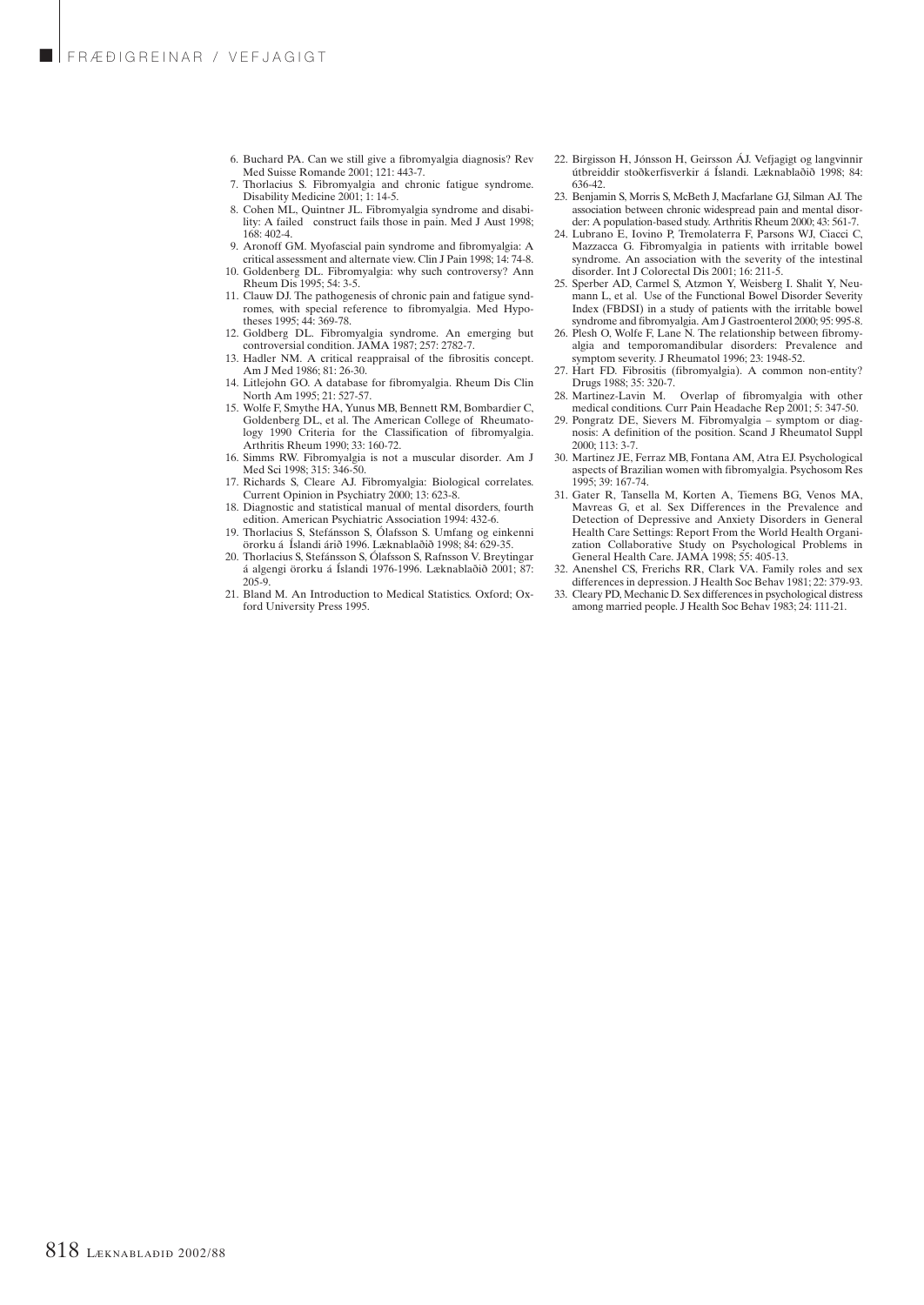6. Buchard PA. Can we still give a fibromyalgia diagnosis? Rev Med Suisse Romande 2001; 121: 443-7.
7. Thorlacius S. Fibromyalgia and chronic fatigue syndrome. Disability Medicine 2001; 1: 14-5.
8. Cohen ML, Quintner JL. Fibromyalgia syndrome and disability: A failed construct fails those in pain. Med J Aust 1998; 168: 402-4.
9. Aronoff GM. Myofascial pain syndrome and fibromyalgia: A critical assessment and alternate view. Clin J Pain 1998; 14: 74-8.
10. Goldenberg DL. Fibromyalgia: why such controversy? Ann Rheum Dis 1995; 54: 3-5.
11. Clauw DJ. The pathogenesis of chronic pain and fatigue syndromes, with special reference to fibromyalgia. Med Hypotheses 1995; 44: 369-78.
12. Goldberg DL. Fibromyalgia syndrome. An emerging but controversial condition. JAMA 1987; 257: 2782-7.
13. Hadler NM. A critical reappraisal of the fibrositis concept. Am J Med 1986; 81: 26-30.
14. Litlejohn GO. A database for fibromyalgia. Rheum Dis Clin North Am 1995; 21: 527-57.
15. Wolfe F, Smythe HA, Yunus MB, Bennett RM, Bombardier C, Goldenberg DL, et al. The American College of Rheumatology 1990 Criteria for the Classification of fibromyalgia. Arthritis Rheum 1990; 33: 160-72.
16. Simms RW. Fibromyalgia is not a muscular disorder. Am J Med Sci 1998; 315: 346-50.
17. Richards S, Cleare AJ. Fibromyalgia: Biological correlates. Current Opinion in Psychiatry 2000; 13: 623-8.
18. Diagnostic and statistical manual of mental disorders, fourth edition. American Psychiatric Association 1994: 432-6.
19. Thorlacius S, Stefánsson S, Ólafsson S. Umfang og einkenni örorku á Íslandi árið 1996. Læknablaðið 1998; 84: 629-35.
20. Thorlacius S, Stefánsson S, Ólafsson S, Rafnsson V. Breytingar á algengi örorku á Íslandi 1976-1996. Læknablaðið 2001; 87: 205-9.
21. Bland M. An Introduction to Medical Statistics. Oxford; Oxford University Press 1995.
22. Birgisson H, Jónsson H, Geirsson ÁJ. Vefjagigt og langvinnir útbreiddir stoðkerfisverkir á Íslandi. Læknablaðið 1998; 84: 636-42.
23. Benjamin S, Morris S, McBeth J, Macfarlane GJ, Silman AJ. The association between chronic widespread pain and mental disorder: A population-based study. Arthritis Rheum 2000; 43: 561-7.
24. Lubrano E, Iovino P, Tremolaterra F, Parsons WJ, Ciacci C, Mazzacca G. Fibromyalgia in patients with irritable bowel syndrome. An association with the severity of the intestinal disorder. Int J Colorectal Dis 2001; 16: 211-5.
25. Sperber AD, Carmel S, Atzmon Y, Weisberg I. Shalit Y, Neumann L, et al. Use of the Functional Bowel Disorder Severity Index (FBDSI) in a study of patients with the irritable bowel syndrome and fibromyalgia. Am J Gastroenterol 2000; 95: 995-8.
26. Plesh O, Wolfe F, Lane N. The relationship between fibromyalgia and temporomandibular disorders: Prevalence and symptom severity. J Rheumatol 1996; 23: 1948-52.
27. Hart FD. Fibrositis (fibromyalgia). A common non-entity? Drugs 1988; 35: 320-7.
28. Martinez-Lavin M. Overlap of fibromyalgia with other medical conditions. Curr Pain Headache Rep 2001; 5: 347-50.
29. Pongratz DE, Sievers M. Fibromyalgia – symptom or diagnosis: A definition of the position. Scand J Rheumatol Suppl 2000; 113: 3-7.
30. Martinez JE, Ferraz MB, Fontana AM, Atra EJ. Psychological aspects of Brazilian women with fibromyalgia. Psychosom Res 1995; 39: 167-74.
31. Gater R, Tansella M, Korten A, Tiemens BG, Venos MA, Mavreas G, et al. Sex Differences in the Prevalence and Detection of Depressive and Anxiety Disorders in General Health Care Settings: Report From the World Health Organization Collaborative Study on Psychological Problems in General Health Care. JAMA 1998; 55: 405-13.
32. Anenshel CS, Frerichs RR, Clark VA. Family roles and sex differences in depression. J Health Soc Behav 1981; 22: 379-93.
33. Cleary PD, Mechanic D. Sex differences in psychological distress among married people. J Health Soc Behav 1983; 24: 111-21.